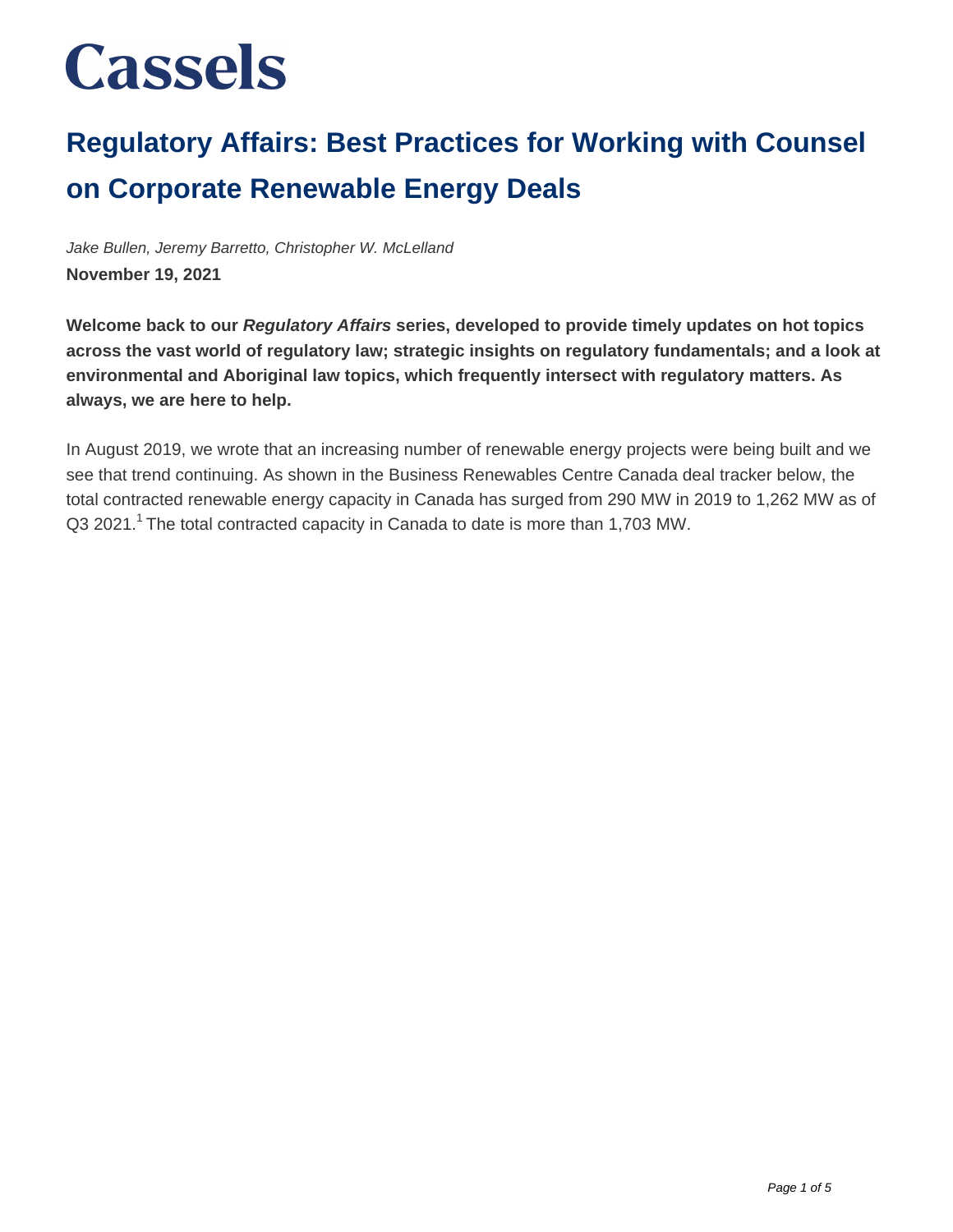# Cassels

## Regulatory Affairs: Best Practices for Working with Counsel on Corporate Renewable Energy Deals

*Jake Bullen, Jeremy Barretto, Christopher W. McLelland*

**November 19, 2021**

**Welcome back to our *Regulatory Affairs* series, developed to provide timely updates on hot topics across the vast world of regulatory law; strategic insights on regulatory fundamentals; and a look at environmental and Aboriginal law topics, which frequently intersect with regulatory matters. As always, we are here to help.**

In August 2019, we wrote that an increasing number of renewable energy projects were being built and we see that trend continuing. As shown in the Business Renewables Centre Canada deal tracker below, the total contracted renewable energy capacity in Canada has surged from 290 MW in 2019 to 1,262 MW as of Q3 2021.[1] The total contracted capacity in Canada to date is more than 1,703 MW.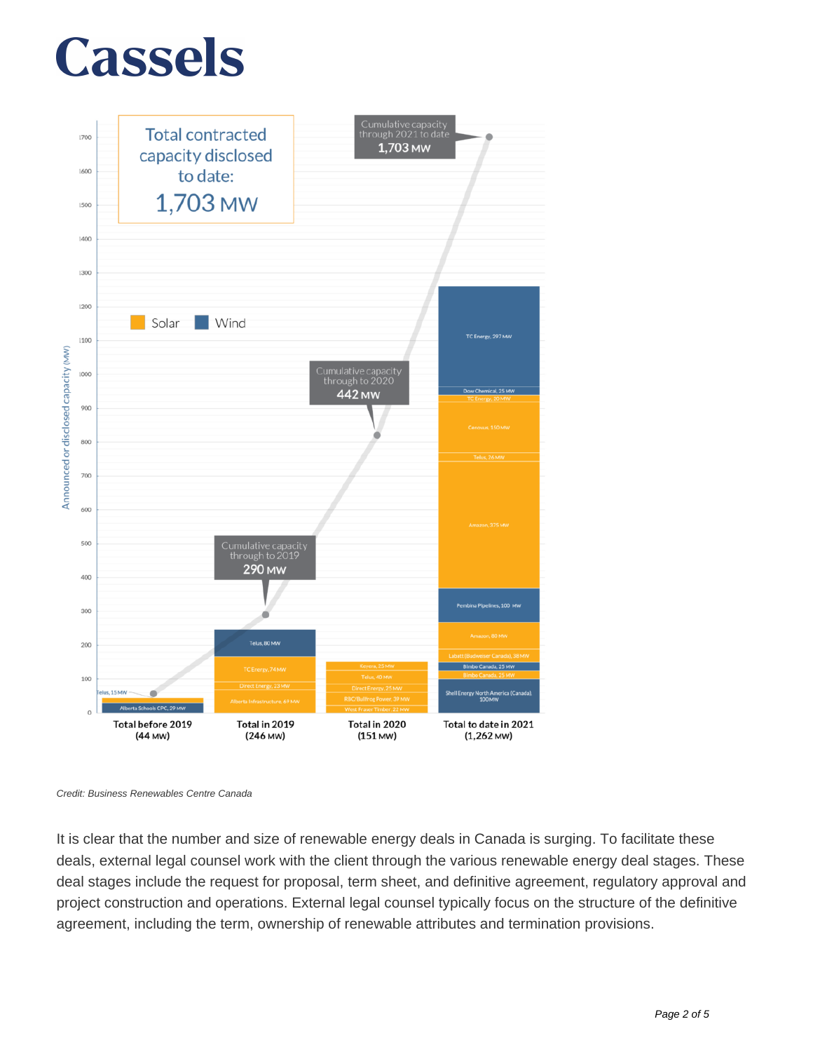Credit: Business Renewables Centre Canada

It is clear that the number and size of renewable energy deals in Canada is surging. To facilitate these deals, external legal counsel work with the client through the various renewable energy deal stages. These deal stages include the request for proposal, term sheet, and definitive agreement, regulatory approval and project construction and operations. External legal counsel typically focus on the structure of the definitive agreement, including the term, ownership of renewable attributes and termination provisions.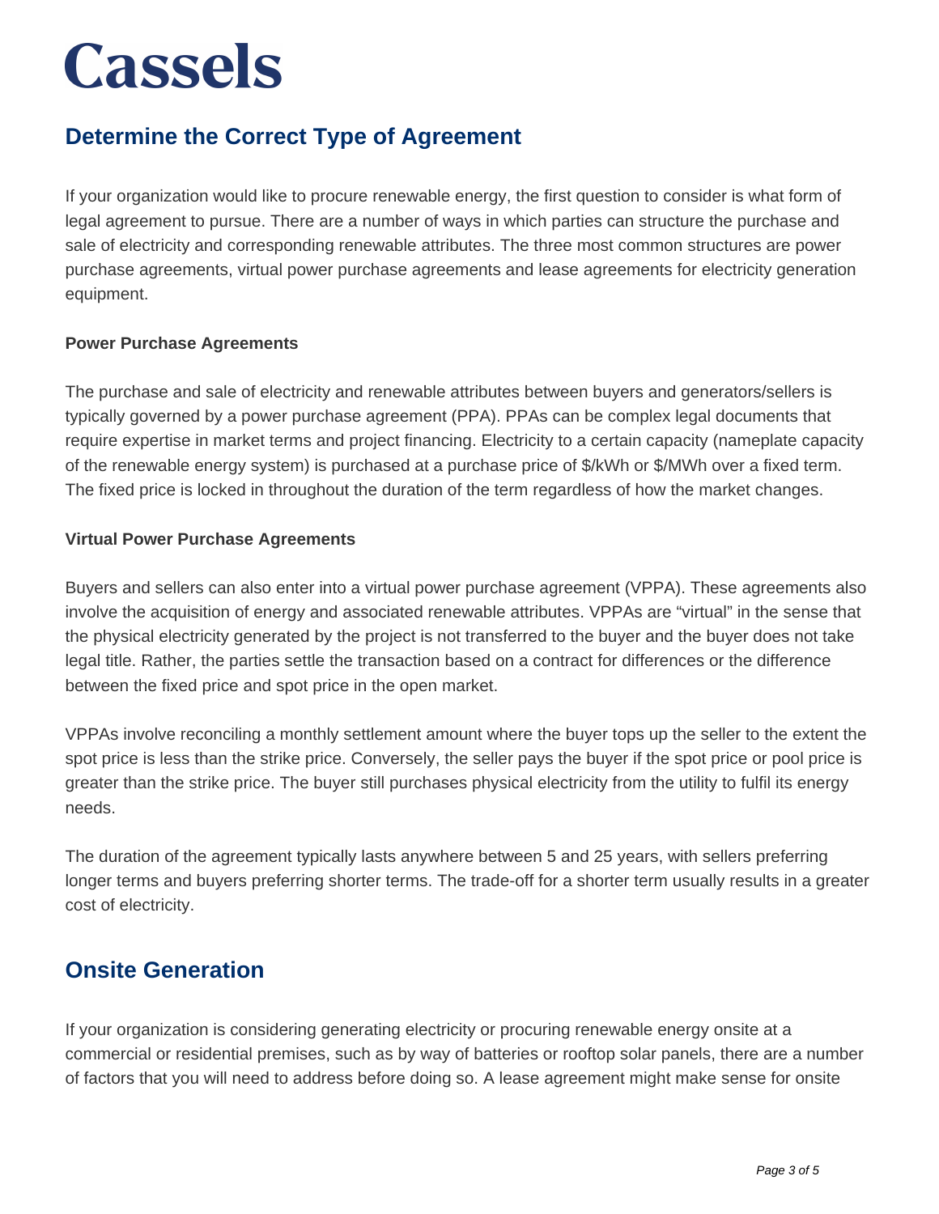## Determine the Correct Type of Agreement

If your organization would like to procure renewable energy, the first question to consider is what form of legal agreement to pursue. There are a number of ways in which parties can structure the purchase and sale of electricity and corresponding renewable attributes. The three most common structures are power purchase agreements, virtual power purchase agreements and lease agreements for electricity generation equipment.

**Power Purchase Agreements**

The purchase and sale of electricity and renewable attributes between buyers and generators/sellers is typically governed by a power purchase agreement (PPA). PPAs can be complex legal documents that require expertise in market terms and project financing. Electricity to a certain capacity (nameplate capacity of the renewable energy system) is purchased at a purchase price of $/kWh or $/MWh over a fixed term. The fixed price is locked in throughout the duration of the term regardless of how the market changes.

**Virtual Power Purchase Agreements**

Buyers and sellers can also enter into a virtual power purchase agreement (VPPA). These agreements also involve the acquisition of energy and associated renewable attributes. VPPAs are "virtual" in the sense that the physical electricity generated by the project is not transferred to the buyer and the buyer does not take legal title. Rather, the parties settle the transaction based on a contract for differences or the difference between the fixed price and spot price in the open market.

VPPAs involve reconciling a monthly settlement amount where the buyer tops up the seller to the extent the spot price is less than the strike price. Conversely, the seller pays the buyer if the spot price or pool price is greater than the strike price. The buyer still purchases physical electricity from the utility to fulfil its energy needs.

The duration of the agreement typically lasts anywhere between 5 and 25 years, with sellers preferring longer terms and buyers preferring shorter terms. The trade-off for a shorter term usually results in a greater cost of electricity.

## Onsite Generation

If your organization is considering generating electricity or procuring renewable energy onsite at a commercial or residential premises, such as by way of batteries or rooftop solar panels, there are a number of factors that you will need to address before doing so. A lease agreement might make sense for onsite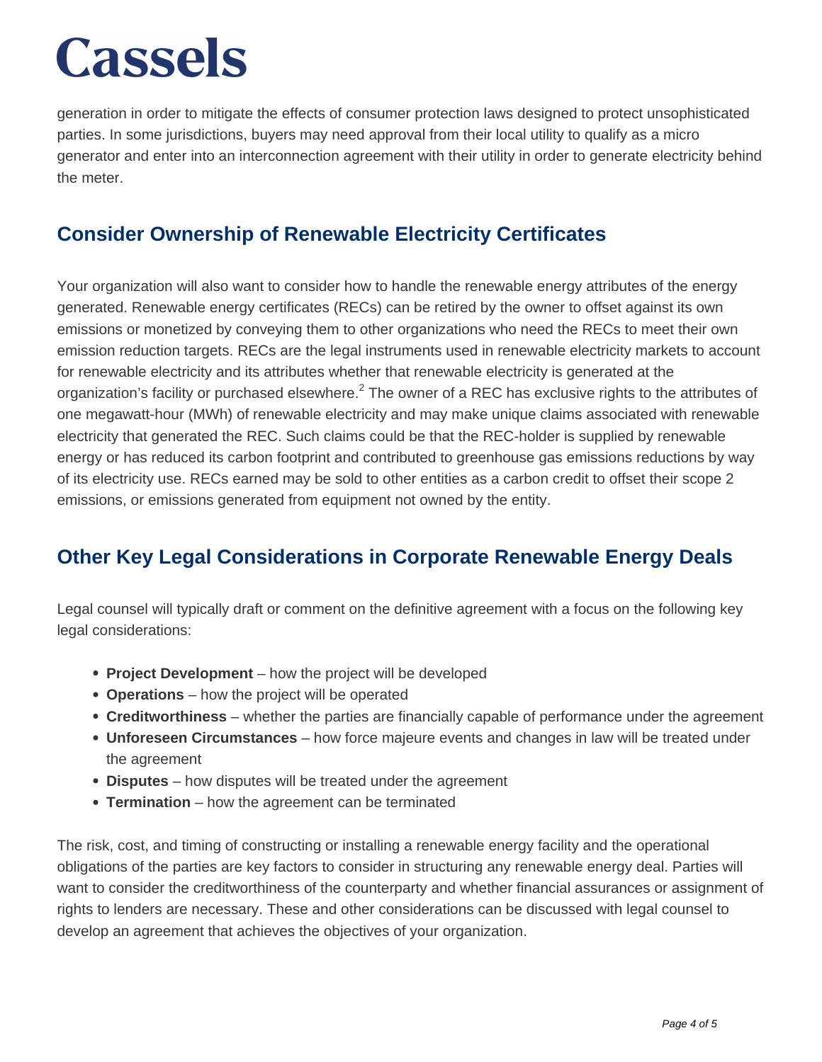generation in order to mitigate the effects of consumer protection laws designed to protect unsophisticated parties. In some jurisdictions, buyers may need approval from their local utility to qualify as a micro generator and enter into an interconnection agreement with their utility in order to generate electricity behind the meter.

## Consider Ownership of Renewable Electricity Certificates

Your organization will also want to consider how to handle the renewable energy attributes of the energy generated. Renewable energy certificates (RECs) can be retired by the owner to offset against its own emissions or monetized by conveying them to other organizations who need the RECs to meet their own emission reduction targets. RECs are the legal instruments used in renewable electricity markets to account for renewable electricity and its attributes whether that renewable electricity is generated at the organization's facility or purchased elsewhere.[2] The owner of a REC has exclusive rights to the attributes of one megawatt-hour (MWh) of renewable electricity and may make unique claims associated with renewable electricity that generated the REC. Such claims could be that the REC-holder is supplied by renewable energy or has reduced its carbon footprint and contributed to greenhouse gas emissions reductions by way of its electricity use. RECs earned may be sold to other entities as a carbon credit to offset their scope 2 emissions, or emissions generated from equipment not owned by the entity.

## Other Key Legal Considerations in Corporate Renewable Energy Deals

Legal counsel will typically draft or comment on the definitive agreement with a focus on the following key legal considerations:

- **Project Development** – how the project will be developed
- **Operations** – how the project will be operated
- **Creditworthiness** – whether the parties are financially capable of performance under the agreement
- **Unforeseen Circumstances** – how force majeure events and changes in law will be treated under the agreement
- **Disputes** – how disputes will be treated under the agreement
- **Termination** – how the agreement can be terminated

The risk, cost, and timing of constructing or installing a renewable energy facility and the operational obligations of the parties are key factors to consider in structuring any renewable energy deal. Parties will want to consider the creditworthiness of the counterparty and whether financial assurances or assignment of rights to lenders are necessary. These and other considerations can be discussed with legal counsel to develop an agreement that achieves the objectives of your organization.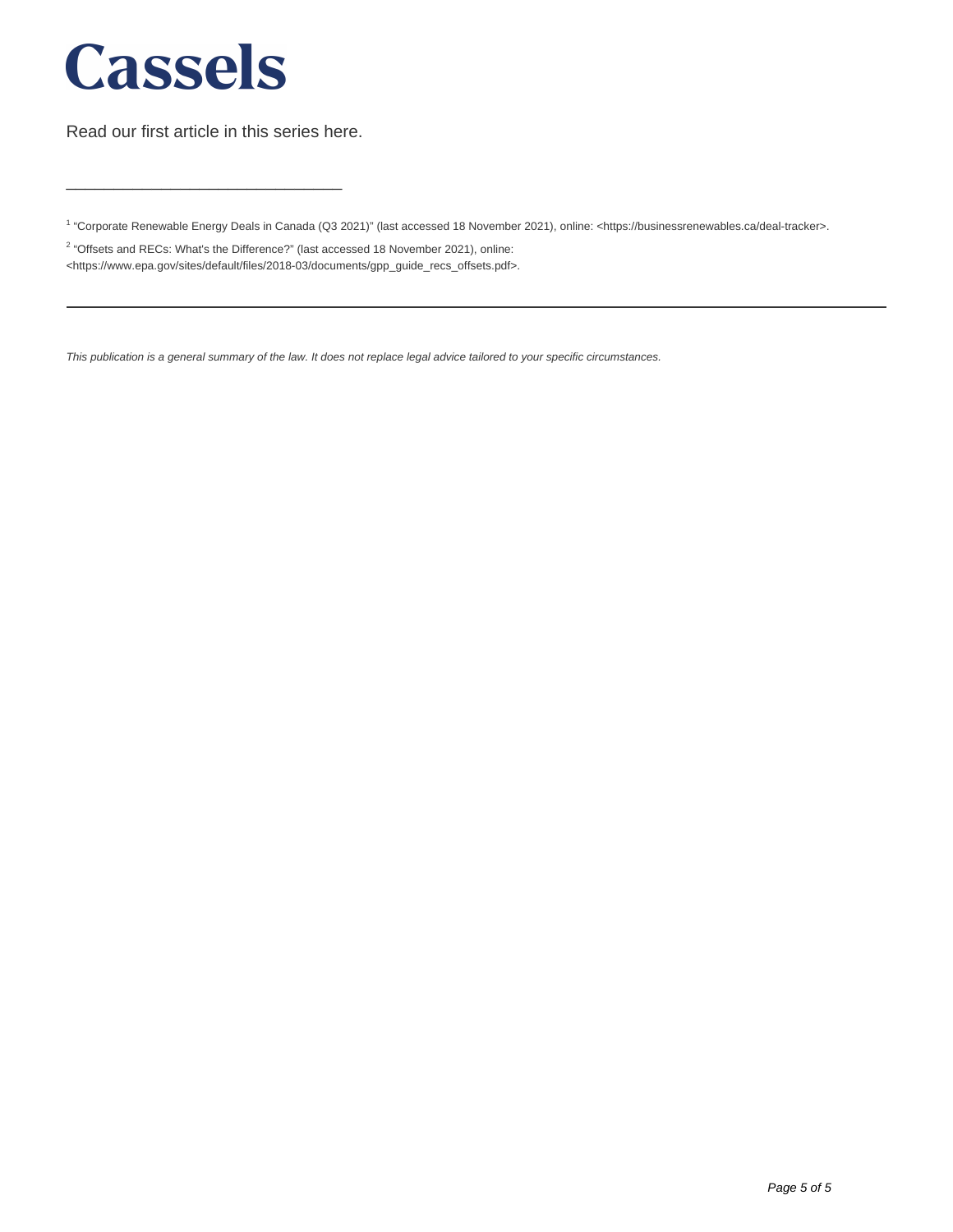Read our first article in this series here.

---

[1] "Corporate Renewable Energy Deals in Canada (Q3 2021)" (last accessed 18 November 2021), online: <https://businessrenewables.ca/deal-tracker>.

[2] "Offsets and RECs: What's the Difference?" (last accessed 18 November 2021), online: <https://www.epa.gov/sites/default/files/2018-03/documents/gpp_guide_recs_offsets.pdf>.

---

*This publication is a general summary of the law. It does not replace legal advice tailored to your specific circumstances.*